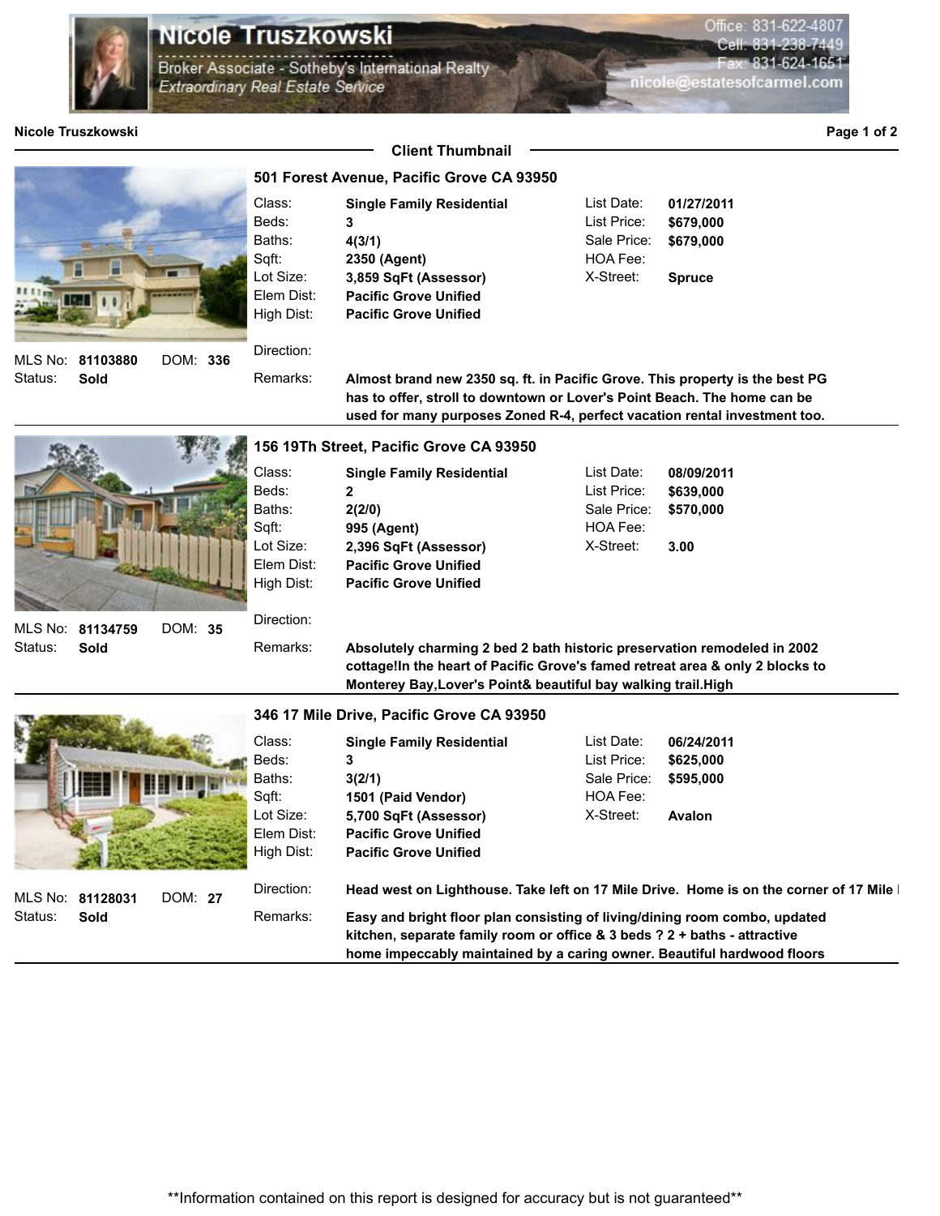# Nicole Truszkowski

Broker Associate - Sotheby's International Realty
*Extraordinary Real Estate Service*

Office: 831-622-4807
Cell: 831-238-7449
Fax: 831-624-1651
nicole@estatesofcarmel.com

**Nicole Truszkowski**

## Client Thumbnail

### 501 Forest Avenue, Pacific Grove CA 93950

| | | | |
|---|---|---|---|
| Class: | **Single Family Residential** | List Date: | **01/27/2011** |
| Beds: | **3** | List Price: | **$679,000** |
| Baths: | **4(3/1)** | Sale Price: | **$679,000** |
| Sqft: | **2350 (Agent)** | HOA Fee: | |
| Lot Size: | **3,859 SqFt (Assessor)** | X-Street: | **Spruce** |
| Elem Dist: | **Pacific Grove Unified** | | |
| High Dist: | **Pacific Grove Unified** | | |

MLS No: **81103880** DOM: **336**
Status: **Sold**

Direction:

Remarks: **Almost brand new 2350 sq. ft. in Pacific Grove. This property is the best PG has to offer, stroll to downtown or Lover's Point Beach. The home can be used for many purposes Zoned R-4, perfect vacation rental investment too.**

---

### 156 19Th Street, Pacific Grove CA 93950

| | | | |
|---|---|---|---|
| Class: | **Single Family Residential** | List Date: | **08/09/2011** |
| Beds: | **2** | List Price: | **$639,000** |
| Baths: | **2(2/0)** | Sale Price: | **$570,000** |
| Sqft: | **995 (Agent)** | HOA Fee: | |
| Lot Size: | **2,396 SqFt (Assessor)** | X-Street: | **3.00** |
| Elem Dist: | **Pacific Grove Unified** | | |
| High Dist: | **Pacific Grove Unified** | | |

MLS No: **81134759** DOM: **35**
Status: **Sold**

Direction:

Remarks: **Absolutely charming 2 bed 2 bath historic preservation remodeled in 2002 cottage!In the heart of Pacific Grove's famed retreat area & only 2 blocks to Monterey Bay,Lover's Point& beautiful bay walking trail.High**

---

### 346 17 Mile Drive, Pacific Grove CA 93950

| | | | |
|---|---|---|---|
| Class: | **Single Family Residential** | List Date: | **06/24/2011** |
| Beds: | **3** | List Price: | **$625,000** |
| Baths: | **3(2/1)** | Sale Price: | **$595,000** |
| Sqft: | **1501 (Paid Vendor)** | HOA Fee: | |
| Lot Size: | **5,700 SqFt (Assessor)** | X-Street: | **Avalon** |
| Elem Dist: | **Pacific Grove Unified** | | |
| High Dist: | **Pacific Grove Unified** | | |

MLS No: **81128031** DOM: **27**
Status: **Sold**

Direction: **Head west on Lighthouse. Take left on 17 Mile Drive. Home is on the corner of 17 Mile**

Remarks: **Easy and bright floor plan consisting of living/dining room combo, updated kitchen, separate family room or office & 3 beds ? 2 + baths - attractive home impeccably maintained by a caring owner. Beautiful hardwood floors**

---

\*\*Information contained on this report is designed for accuracy but is not guaranteed\*\*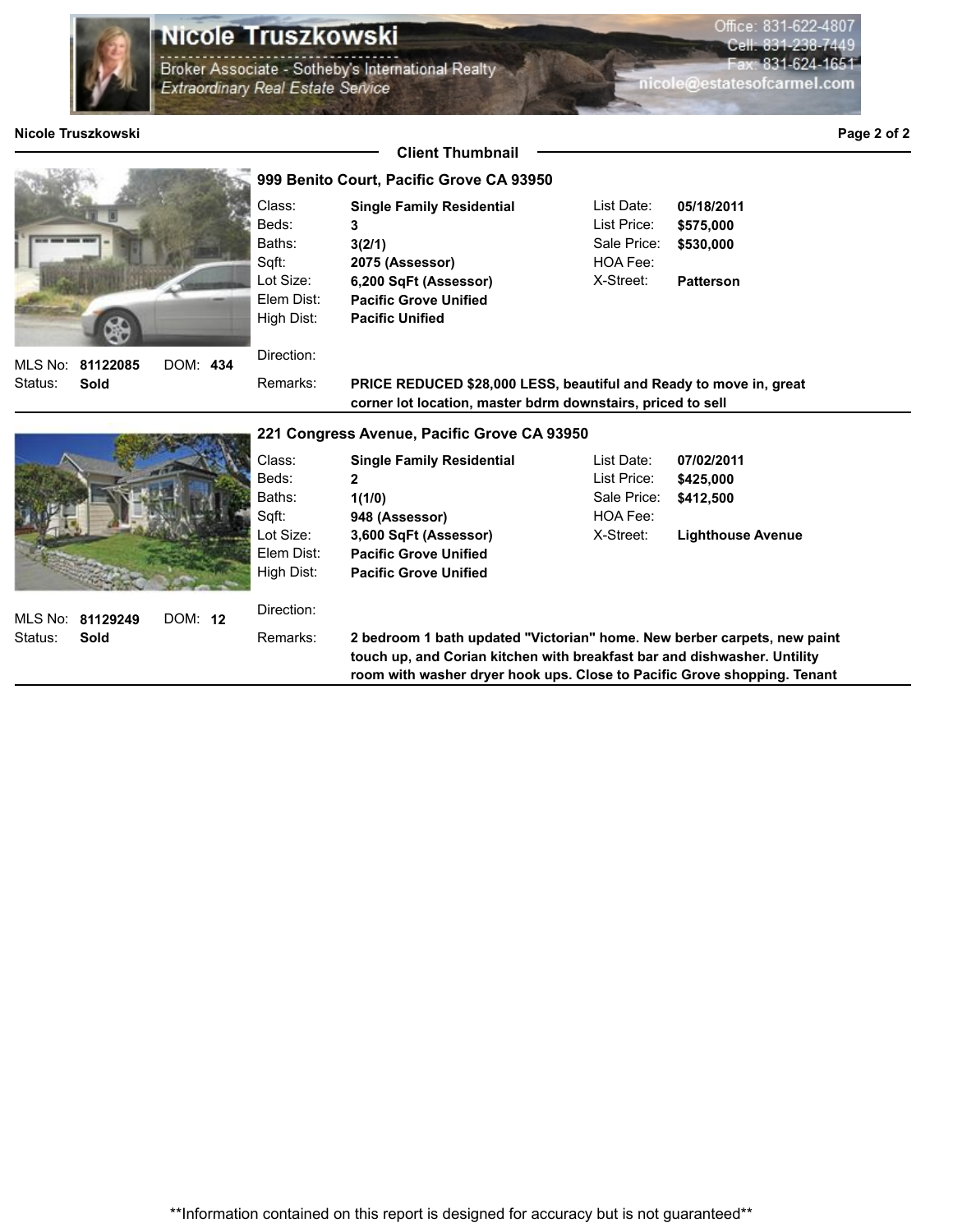Nicole Truszkowski

Broker Associate - Sotheby's International Realty

*Extraordinary Real Estate Service*

Office: 831-622-4807
Cell: 831-238-7449
Fax: 831-624-1651
nicole@estatesofcarmel.com

Nicole Truszkowski

## Client Thumbnail

### 999 Benito Court, Pacific Grove CA 93950

| | | | |
|---|---|---|---|
| Class: | **Single Family Residential** | List Date: | **05/18/2011** |
| Beds: | **3** | List Price: | **$575,000** |
| Baths: | **3(2/1)** | Sale Price: | **$530,000** |
| Sqft: | **2075 (Assessor)** | HOA Fee: | |
| Lot Size: | **6,200 SqFt (Assessor)** | X-Street: | **Patterson** |
| Elem Dist: | **Pacific Grove Unified** | | |
| High Dist: | **Pacific Unified** | | |
| Direction: | | | |

MLS No: **81122085** DOM: **434**

Status: **Sold**

Remarks: **PRICE REDUCED $28,000 LESS, beautiful and Ready to move in, great corner lot location, master bdrm downstairs, priced to sell**

---

### 221 Congress Avenue, Pacific Grove CA 93950

| | | | |
|---|---|---|---|
| Class: | **Single Family Residential** | List Date: | **07/02/2011** |
| Beds: | **2** | List Price: | **$425,000** |
| Baths: | **1(1/0)** | Sale Price: | **$412,500** |
| Sqft: | **948 (Assessor)** | HOA Fee: | |
| Lot Size: | **3,600 SqFt (Assessor)** | X-Street: | **Lighthouse Avenue** |
| Elem Dist: | **Pacific Grove Unified** | | |
| High Dist: | **Pacific Grove Unified** | | |
| Direction: | | | |

MLS No: **81129249** DOM: **12**

Status: **Sold**

Remarks: **2 bedroom 1 bath updated "Victorian" home. New berber carpets, new paint touch up, and Corian kitchen with breakfast bar and dishwasher. Untility room with washer dryer hook ups. Close to Pacific Grove shopping. Tenant**

---

**Information contained on this report is designed for accuracy but is not guaranteed**